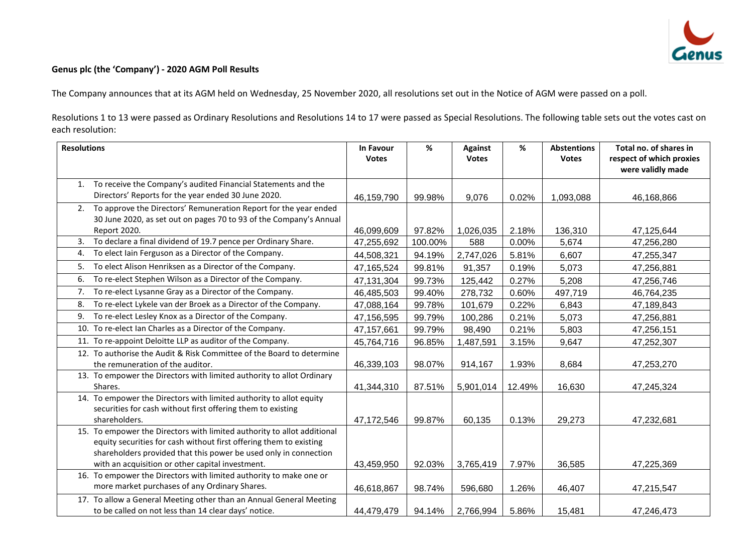**Genus plc (the 'Company') - 2020 AGM Poll Results**

The Company announces that at its AGM held on Wednesday, 25 November 2020, all resolutions set out in the Notice of AGM were passed on a poll.

Resolutions 1 to 13 were passed as Ordinary Resolutions and Resolutions 14 to 17 were passed as Special Resolutions. The following table sets out the votes cast on each resolution:

| Resolutions | In Favour Votes | % | Against Votes | % | Abstentions Votes | Total no. of shares in respect of which proxies were validly made |
|---|---|---|---|---|---|---|
| 1. To receive the Company's audited Financial Statements and the Directors' Reports for the year ended 30 June 2020. | 46,159,790 | 99.98% | 9,076 | 0.02% | 1,093,088 | 46,168,866 |
| 2. To approve the Directors' Remuneration Report for the year ended 30 June 2020, as set out on pages 70 to 93 of the Company's Annual Report 2020. | 46,099,609 | 97.82% | 1,026,035 | 2.18% | 136,310 | 47,125,644 |
| 3. To declare a final dividend of 19.7 pence per Ordinary Share. | 47,255,692 | 100.00% | 588 | 0.00% | 5,674 | 47,256,280 |
| 4. To elect Iain Ferguson as a Director of the Company. | 44,508,321 | 94.19% | 2,747,026 | 5.81% | 6,607 | 47,255,347 |
| 5. To elect Alison Henriksen as a Director of the Company. | 47,165,524 | 99.81% | 91,357 | 0.19% | 5,073 | 47,256,881 |
| 6. To re-elect Stephen Wilson as a Director of the Company. | 47,131,304 | 99.73% | 125,442 | 0.27% | 5,208 | 47,256,746 |
| 7. To re-elect Lysanne Gray as a Director of the Company. | 46,485,503 | 99.40% | 278,732 | 0.60% | 497,719 | 46,764,235 |
| 8. To re-elect Lykele van der Broek as a Director of the Company. | 47,088,164 | 99.78% | 101,679 | 0.22% | 6,843 | 47,189,843 |
| 9. To re-elect Lesley Knox as a Director of the Company. | 47,156,595 | 99.79% | 100,286 | 0.21% | 5,073 | 47,256,881 |
| 10. To re-elect Ian Charles as a Director of the Company. | 47,157,661 | 99.79% | 98,490 | 0.21% | 5,803 | 47,256,151 |
| 11. To re-appoint Deloitte LLP as auditor of the Company. | 45,764,716 | 96.85% | 1,487,591 | 3.15% | 9,647 | 47,252,307 |
| 12. To authorise the Audit & Risk Committee of the Board to determine the remuneration of the auditor. | 46,339,103 | 98.07% | 914,167 | 1.93% | 8,684 | 47,253,270 |
| 13. To empower the Directors with limited authority to allot Ordinary Shares. | 41,344,310 | 87.51% | 5,901,014 | 12.49% | 16,630 | 47,245,324 |
| 14. To empower the Directors with limited authority to allot equity securities for cash without first offering them to existing shareholders. | 47,172,546 | 99.87% | 60,135 | 0.13% | 29,273 | 47,232,681 |
| 15. To empower the Directors with limited authority to allot additional equity securities for cash without first offering them to existing shareholders provided that this power be used only in connection with an acquisition or other capital investment. | 43,459,950 | 92.03% | 3,765,419 | 7.97% | 36,585 | 47,225,369 |
| 16. To empower the Directors with limited authority to make one or more market purchases of any Ordinary Shares. | 46,618,867 | 98.74% | 596,680 | 1.26% | 46,407 | 47,215,547 |
| 17. To allow a General Meeting other than an Annual General Meeting to be called on not less than 14 clear days' notice. | 44,479,479 | 94.14% | 2,766,994 | 5.86% | 15,481 | 47,246,473 |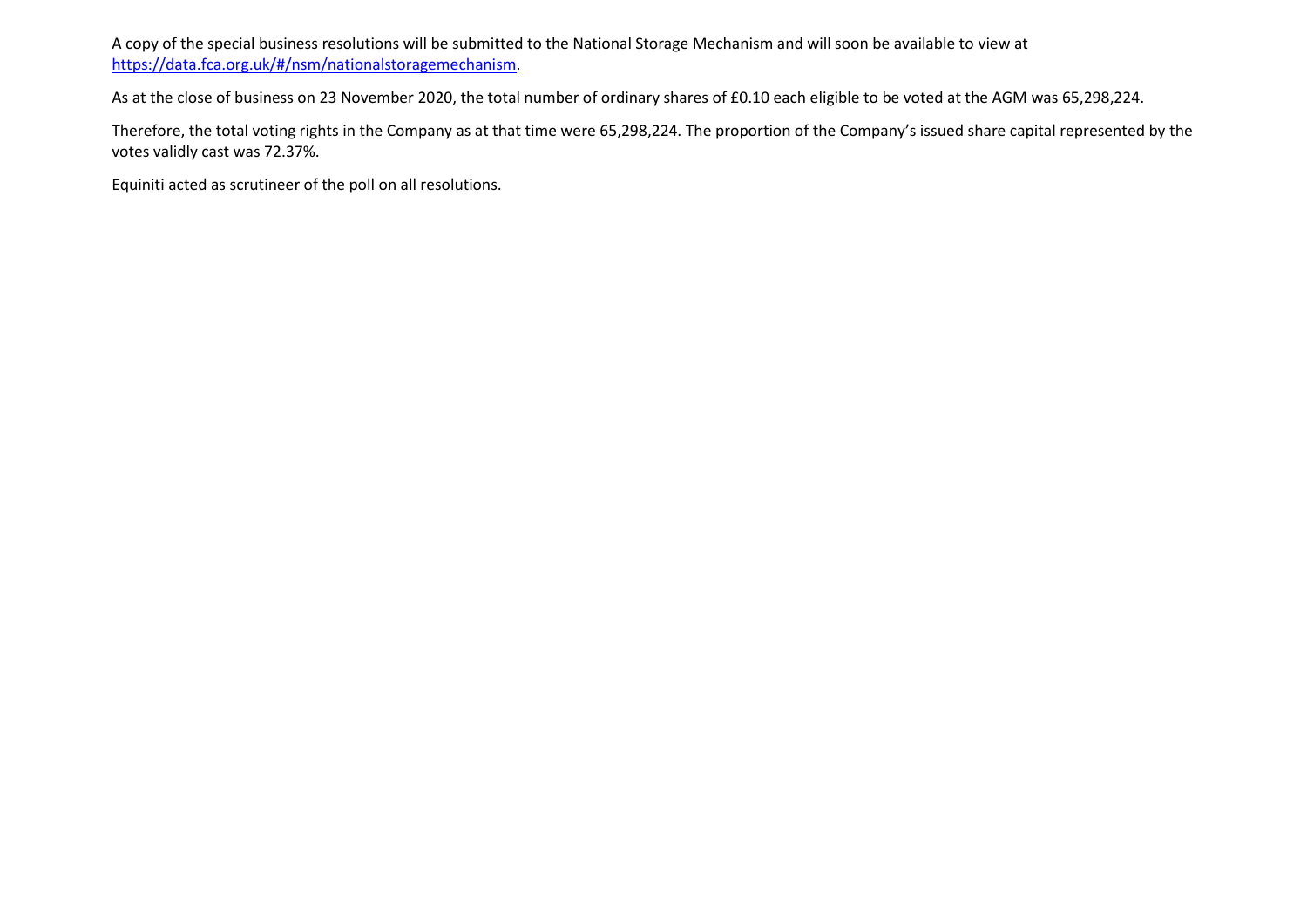A copy of the special business resolutions will be submitted to the National Storage Mechanism and will soon be available to view at [https://data.fca.org.uk/#/nsm/nationalstoragemechanism](https://data.fca.org.uk/#/nsm/nationalstoragemechanism).

As at the close of business on 23 November 2020, the total number of ordinary shares of £0.10 each eligible to be voted at the AGM was 65,298,224.

Therefore, the total voting rights in the Company as at that time were 65,298,224. The proportion of the Company's issued share capital represented by the votes validly cast was 72.37%.

Equiniti acted as scrutineer of the poll on all resolutions.